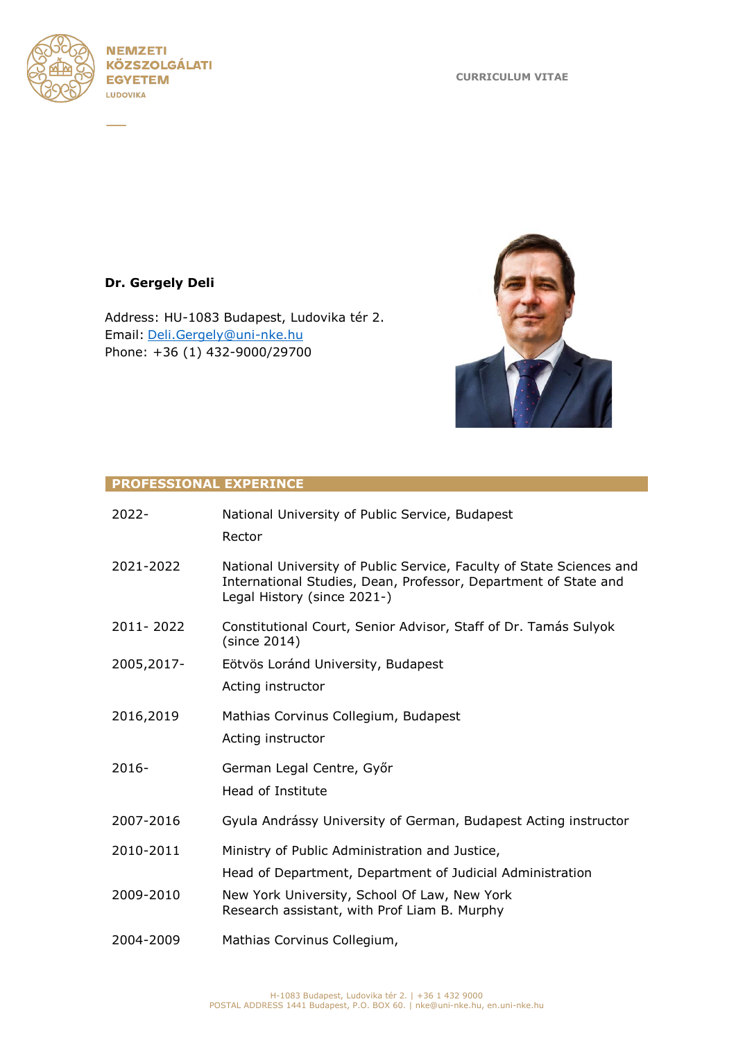CURRICULUM VITAE

**Dr. Gergely Deli**

Address: HU-1083 Budapest, Ludovika tér 2.
Email: Deli.Gergely@uni-nke.hu
Phone: +36 (1) 432-9000/29700

## PROFESSIONAL EXPERINCE

| | |
|---|---|
| 2022- | National University of Public Service, Budapest<br>Rector |
| 2021-2022 | National University of Public Service, Faculty of State Sciences and International Studies, Dean, Professor, Department of State and Legal History (since 2021-) |
| 2011- 2022 | Constitutional Court, Senior Advisor, Staff of Dr. Tamás Sulyok (since 2014) |
| 2005,2017- | Eötvös Loránd University, Budapest<br>Acting instructor |
| 2016,2019 | Mathias Corvinus Collegium, Budapest<br>Acting instructor |
| 2016- | German Legal Centre, Győr<br>Head of Institute |
| 2007-2016 | Gyula Andrássy University of German, Budapest Acting instructor |
| 2010-2011 | Ministry of Public Administration and Justice,<br>Head of Department, Department of Judicial Administration |
| 2009-2010 | New York University, School Of Law, New York<br>Research assistant, with Prof Liam B. Murphy |
| 2004-2009 | Mathias Corvinus Collegium, |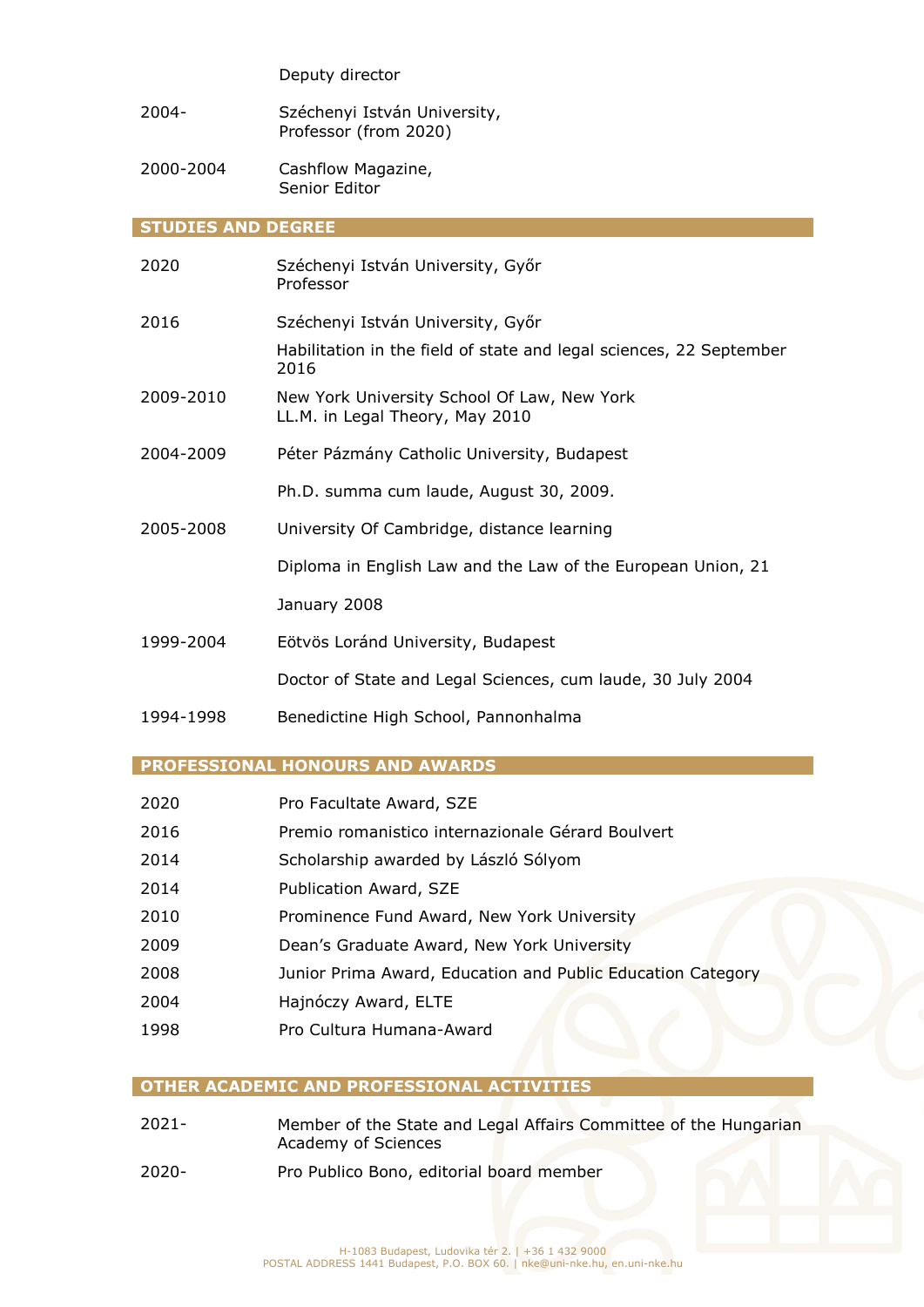| | |
|---|---|
| | Deputy director |
| 2004- | Széchenyi István University, Professor (from 2020) |
| 2000-2004 | Cashflow Magazine, Senior Editor |

## STUDIES AND DEGREE

| | |
|---|---|
| 2020 | Széchenyi István University, Győr<br>Professor |
| 2016 | Széchenyi István University, Győr<br>Habilitation in the field of state and legal sciences, 22 September 2016 |
| 2009-2010 | New York University School Of Law, New York<br>LL.M. in Legal Theory, May 2010 |
| 2004-2009 | Péter Pázmány Catholic University, Budapest<br>Ph.D. summa cum laude, August 30, 2009. |
| 2005-2008 | University Of Cambridge, distance learning<br>Diploma in English Law and the Law of the European Union, 21 January 2008 |
| 1999-2004 | Eötvös Loránd University, Budapest<br>Doctor of State and Legal Sciences, cum laude, 30 July 2004 |
| 1994-1998 | Benedictine High School, Pannonhalma |

## PROFESSIONAL HONOURS AND AWARDS

| | |
|---|---|
| 2020 | Pro Facultate Award, SZE |
| 2016 | Premio romanistico internazionale Gérard Boulvert |
| 2014 | Scholarship awarded by László Sólyom |
| 2014 | Publication Award, SZE |
| 2010 | Prominence Fund Award, New York University |
| 2009 | Dean's Graduate Award, New York University |
| 2008 | Junior Prima Award, Education and Public Education Category |
| 2004 | Hajnóczy Award, ELTE |
| 1998 | Pro Cultura Humana-Award |

## OTHER ACADEMIC AND PROFESSIONAL ACTIVITIES

| | |
|---|---|
| 2021- | Member of the State and Legal Affairs Committee of the Hungarian Academy of Sciences |
| 2020- | Pro Publico Bono, editorial board member |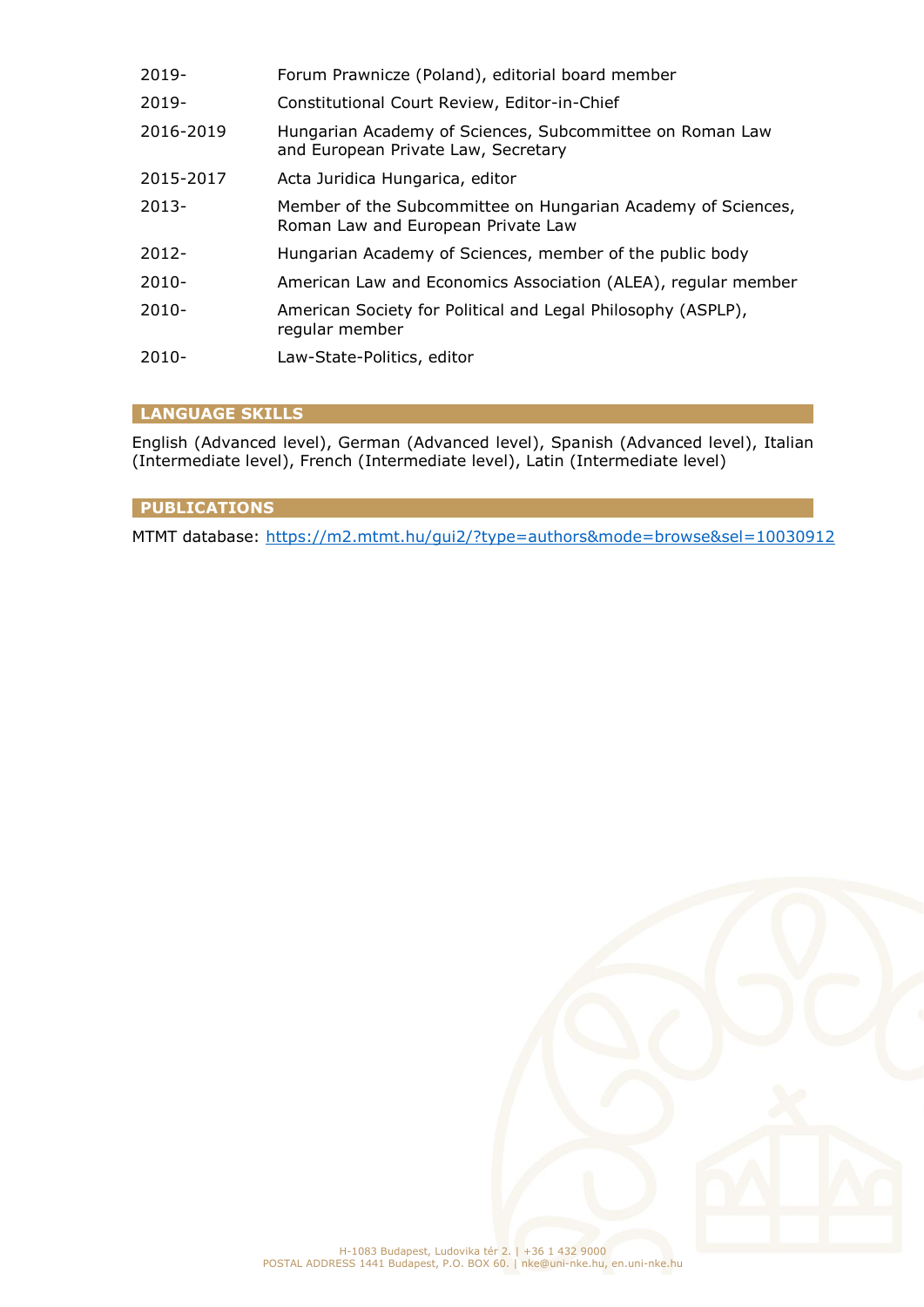| | |
|---|---|
| 2019- | Forum Prawnicze (Poland), editorial board member |
| 2019- | Constitutional Court Review, Editor-in-Chief |
| 2016-2019 | Hungarian Academy of Sciences, Subcommittee on Roman Law and European Private Law, Secretary |
| 2015-2017 | Acta Juridica Hungarica, editor |
| 2013- | Member of the Subcommittee on Hungarian Academy of Sciences, Roman Law and European Private Law |
| 2012- | Hungarian Academy of Sciences, member of the public body |
| 2010- | American Law and Economics Association (ALEA), regular member |
| 2010- | American Society for Political and Legal Philosophy (ASPLP), regular member |
| 2010- | Law-State-Politics, editor |

## LANGUAGE SKILLS

English (Advanced level), German (Advanced level), Spanish (Advanced level), Italian (Intermediate level), French (Intermediate level), Latin (Intermediate level)

## PUBLICATIONS

MTMT database: https://m2.mtmt.hu/gui2/?type=authors&mode=browse&sel=10030912